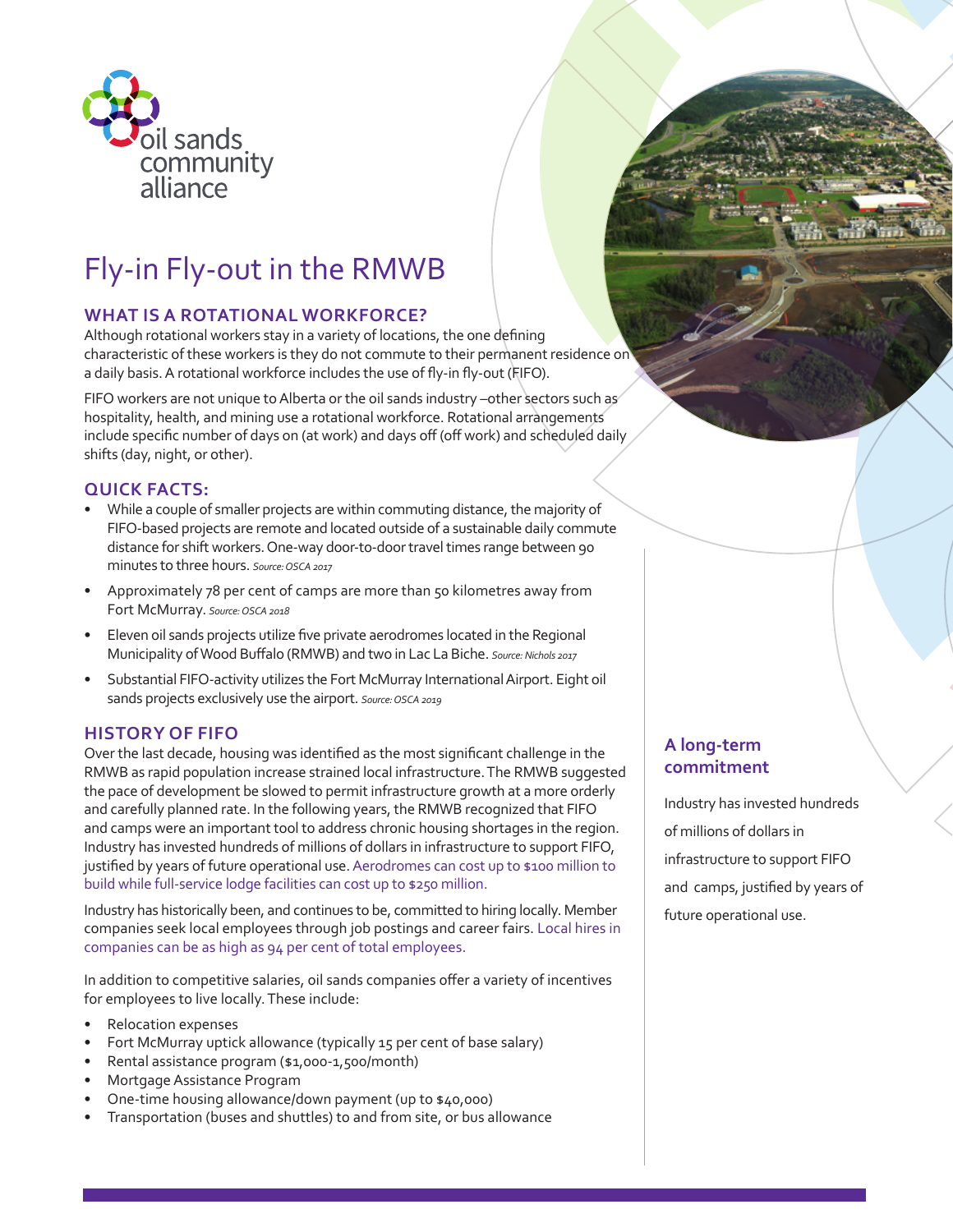oil sands community alliance

# Fly-in Fly-out in the RMWB

## WHAT IS A ROTATIONAL WORKFORCE?

Although rotational workers stay in a variety of locations, the one defining characteristic of these workers is they do not commute to their permanent residence on a daily basis. A rotational workforce includes the use of fly-in fly-out (FIFO).

FIFO workers are not unique to Alberta or the oil sands industry –other sectors such as hospitality, health, and mining use a rotational workforce. Rotational arrangements include specific number of days on (at work) and days off (off work) and scheduled daily shifts (day, night, or other).

## QUICK FACTS:

- While a couple of smaller projects are within commuting distance, the majority of FIFO-based projects are remote and located outside of a sustainable daily commute distance for shift workers. One-way door-to-door travel times range between 90 minutes to three hours. *Source: OSCA 2017*
- Approximately 78 per cent of camps are more than 50 kilometres away from Fort McMurray. *Source: OSCA 2018*
- Eleven oil sands projects utilize five private aerodromes located in the Regional Municipality of Wood Buffalo (RMWB) and two in Lac La Biche. *Source: Nichols 2017*
- Substantial FIFO-activity utilizes the Fort McMurray International Airport. Eight oil sands projects exclusively use the airport. *Source: OSCA 2019*

## HISTORY OF FIFO

Over the last decade, housing was identified as the most significant challenge in the RMWB as rapid population increase strained local infrastructure. The RMWB suggested the pace of development be slowed to permit infrastructure growth at a more orderly and carefully planned rate. In the following years, the RMWB recognized that FIFO and camps were an important tool to address chronic housing shortages in the region. Industry has invested hundreds of millions of dollars in infrastructure to support FIFO, justified by years of future operational use. Aerodromes can cost up to $100 million to build while full-service lodge facilities can cost up to $250 million.

Industry has historically been, and continues to be, committed to hiring locally. Member companies seek local employees through job postings and career fairs. Local hires in companies can be as high as 94 per cent of total employees.

In addition to competitive salaries, oil sands companies offer a variety of incentives for employees to live locally. These include:

- Relocation expenses
- Fort McMurray uptick allowance (typically 15 per cent of base salary)
- Rental assistance program ($1,000-1,500/month)
- Mortgage Assistance Program
- One-time housing allowance/down payment (up to $40,000)
- Transportation (buses and shuttles) to and from site, or bus allowance

### A long-term commitment

Industry has invested hundreds of millions of dollars in infrastructure to support FIFO and camps, justified by years of future operational use.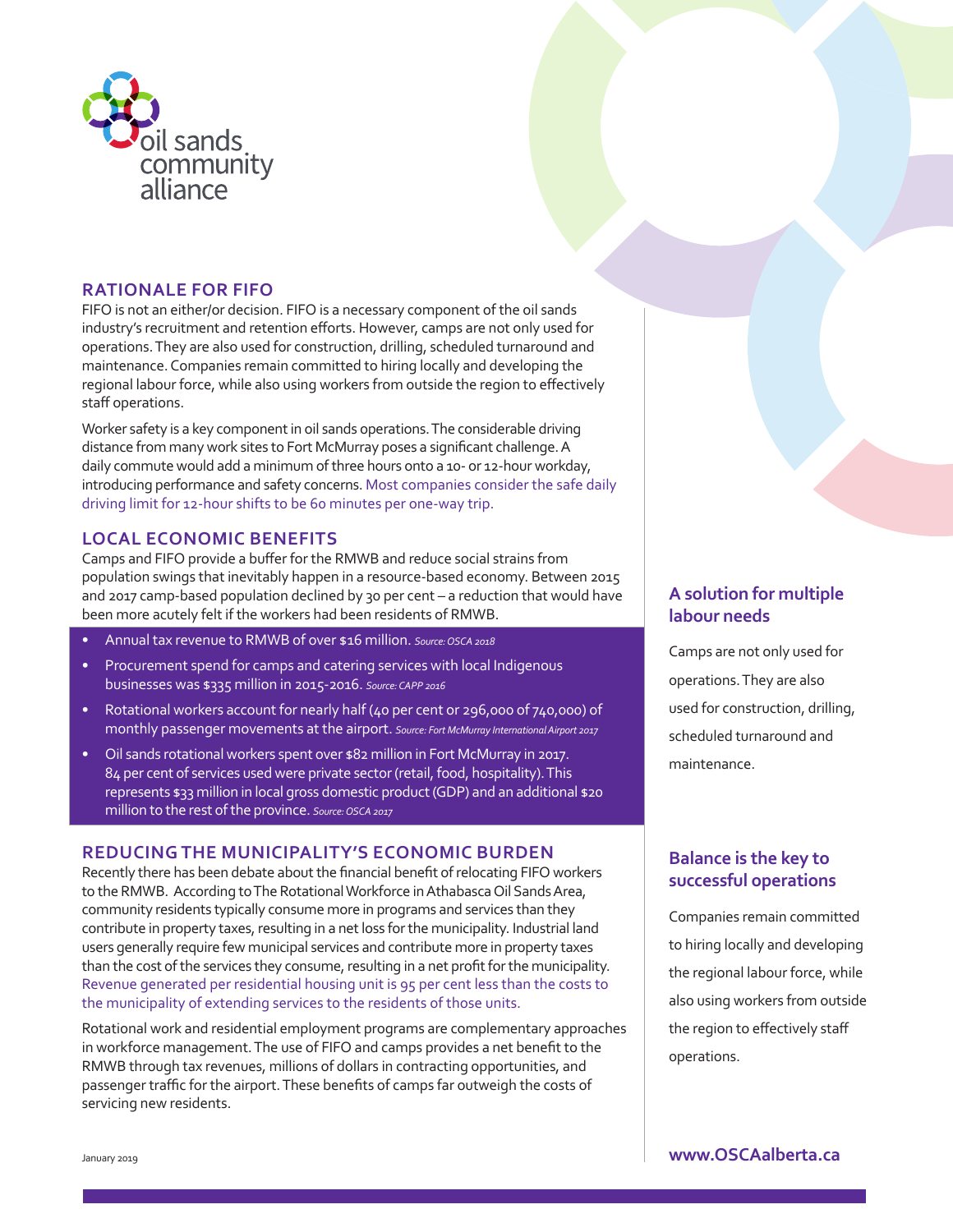oil sands community alliance

## RATIONALE FOR FIFO

FIFO is not an either/or decision. FIFO is a necessary component of the oil sands industry's recruitment and retention efforts. However, camps are not only used for operations. They are also used for construction, drilling, scheduled turnaround and maintenance. Companies remain committed to hiring locally and developing the regional labour force, while also using workers from outside the region to effectively staff operations.

Worker safety is a key component in oil sands operations. The considerable driving distance from many work sites to Fort McMurray poses a significant challenge. A daily commute would add a minimum of three hours onto a 10- or 12-hour workday, introducing performance and safety concerns. Most companies consider the safe daily driving limit for 12-hour shifts to be 60 minutes per one-way trip.

## LOCAL ECONOMIC BENEFITS

Camps and FIFO provide a buffer for the RMWB and reduce social strains from population swings that inevitably happen in a resource-based economy. Between 2015 and 2017 camp-based population declined by 30 per cent – a reduction that would have been more acutely felt if the workers had been residents of RMWB.

- Annual tax revenue to RMWB of over $16 million. *Source: OSCA 2018*
- Procurement spend for camps and catering services with local Indigenous businesses was $335 million in 2015-2016. *Source: CAPP 2016*
- Rotational workers account for nearly half (40 per cent or 296,000 of 740,000) of monthly passenger movements at the airport. *Source: Fort McMurray International Airport 2017*
- Oil sands rotational workers spent over $82 million in Fort McMurray in 2017. 84 per cent of services used were private sector (retail, food, hospitality). This represents $33 million in local gross domestic product (GDP) and an additional $20 million to the rest of the province. *Source: OSCA 2017*

## REDUCING THE MUNICIPALITY'S ECONOMIC BURDEN

Recently there has been debate about the financial benefit of relocating FIFO workers to the RMWB. According to The Rotational Workforce in Athabasca Oil Sands Area, community residents typically consume more in programs and services than they contribute in property taxes, resulting in a net loss for the municipality. Industrial land users generally require few municipal services and contribute more in property taxes than the cost of the services they consume, resulting in a net profit for the municipality. Revenue generated per residential housing unit is 95 per cent less than the costs to the municipality of extending services to the residents of those units.

Rotational work and residential employment programs are complementary approaches in workforce management. The use of FIFO and camps provides a net benefit to the RMWB through tax revenues, millions of dollars in contracting opportunities, and passenger traffic for the airport. These benefits of camps far outweigh the costs of servicing new residents.

### A solution for multiple labour needs

Camps are not only used for operations. They are also used for construction, drilling, scheduled turnaround and maintenance.

### Balance is the key to successful operations

Companies remain committed to hiring locally and developing the regional labour force, while also using workers from outside the region to effectively staff operations.

January 2019

www.OSCAalberta.ca